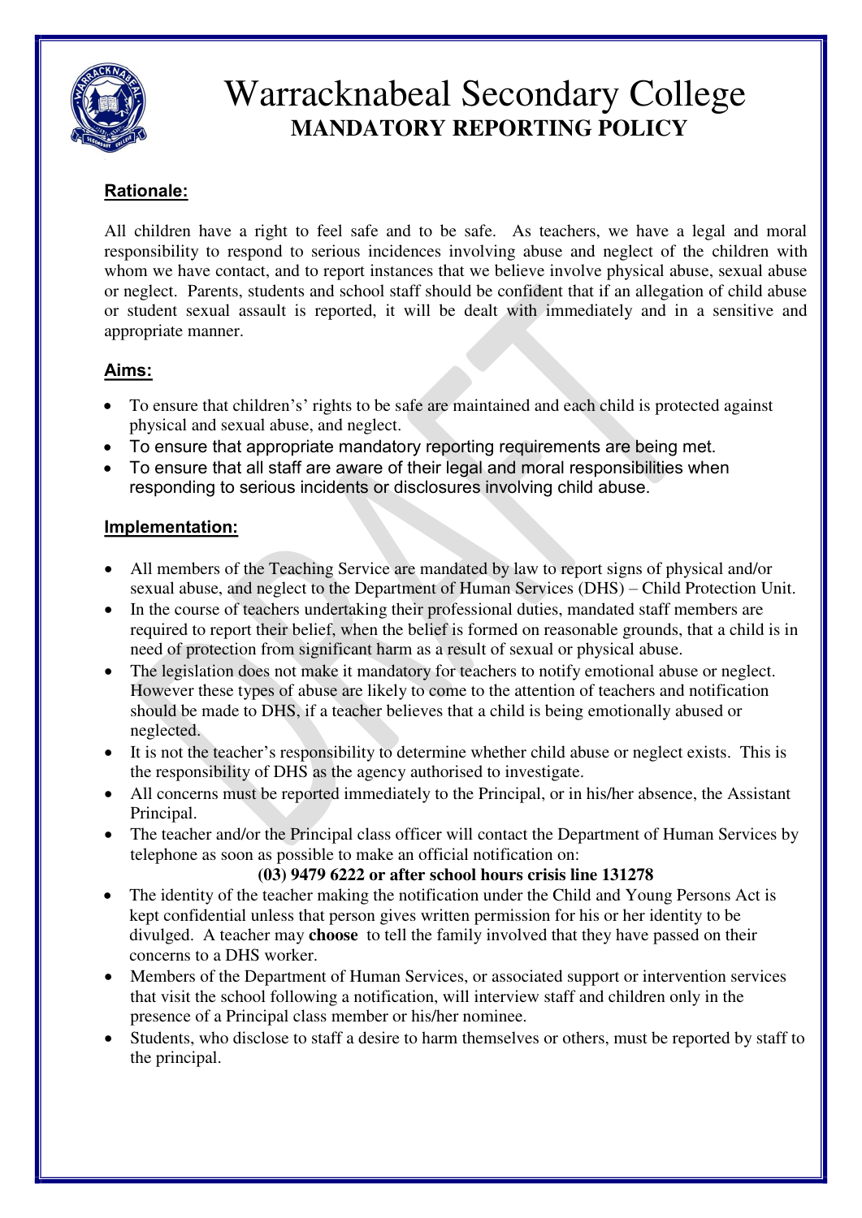# Warracknabeal Secondary College
## MANDATORY REPORTING POLICY

### Rationale:

All children have a right to feel safe and to be safe. As teachers, we have a legal and moral responsibility to respond to serious incidences involving abuse and neglect of the children with whom we have contact, and to report instances that we believe involve physical abuse, sexual abuse or neglect. Parents, students and school staff should be confident that if an allegation of child abuse or student sexual assault is reported, it will be dealt with immediately and in a sensitive and appropriate manner.

### Aims:

- To ensure that children's' rights to be safe are maintained and each child is protected against physical and sexual abuse, and neglect.
- To ensure that appropriate mandatory reporting requirements are being met.
- To ensure that all staff are aware of their legal and moral responsibilities when responding to serious incidents or disclosures involving child abuse.

### Implementation:

- All members of the Teaching Service are mandated by law to report signs of physical and/or sexual abuse, and neglect to the Department of Human Services (DHS) – Child Protection Unit.
- In the course of teachers undertaking their professional duties, mandated staff members are required to report their belief, when the belief is formed on reasonable grounds, that a child is in need of protection from significant harm as a result of sexual or physical abuse.
- The legislation does not make it mandatory for teachers to notify emotional abuse or neglect. However these types of abuse are likely to come to the attention of teachers and notification should be made to DHS, if a teacher believes that a child is being emotionally abused or neglected.
- It is not the teacher's responsibility to determine whether child abuse or neglect exists. This is the responsibility of DHS as the agency authorised to investigate.
- All concerns must be reported immediately to the Principal, or in his/her absence, the Assistant Principal.
- The teacher and/or the Principal class officer will contact the Department of Human Services by telephone as soon as possible to make an official notification on:

  **(03) 9479 6222 or after school hours crisis line 131278**
- The identity of the teacher making the notification under the Child and Young Persons Act is kept confidential unless that person gives written permission for his or her identity to be divulged. A teacher may **choose** to tell the family involved that they have passed on their concerns to a DHS worker.
- Members of the Department of Human Services, or associated support or intervention services that visit the school following a notification, will interview staff and children only in the presence of a Principal class member or his/her nominee.
- Students, who disclose to staff a desire to harm themselves or others, must be reported by staff to the principal.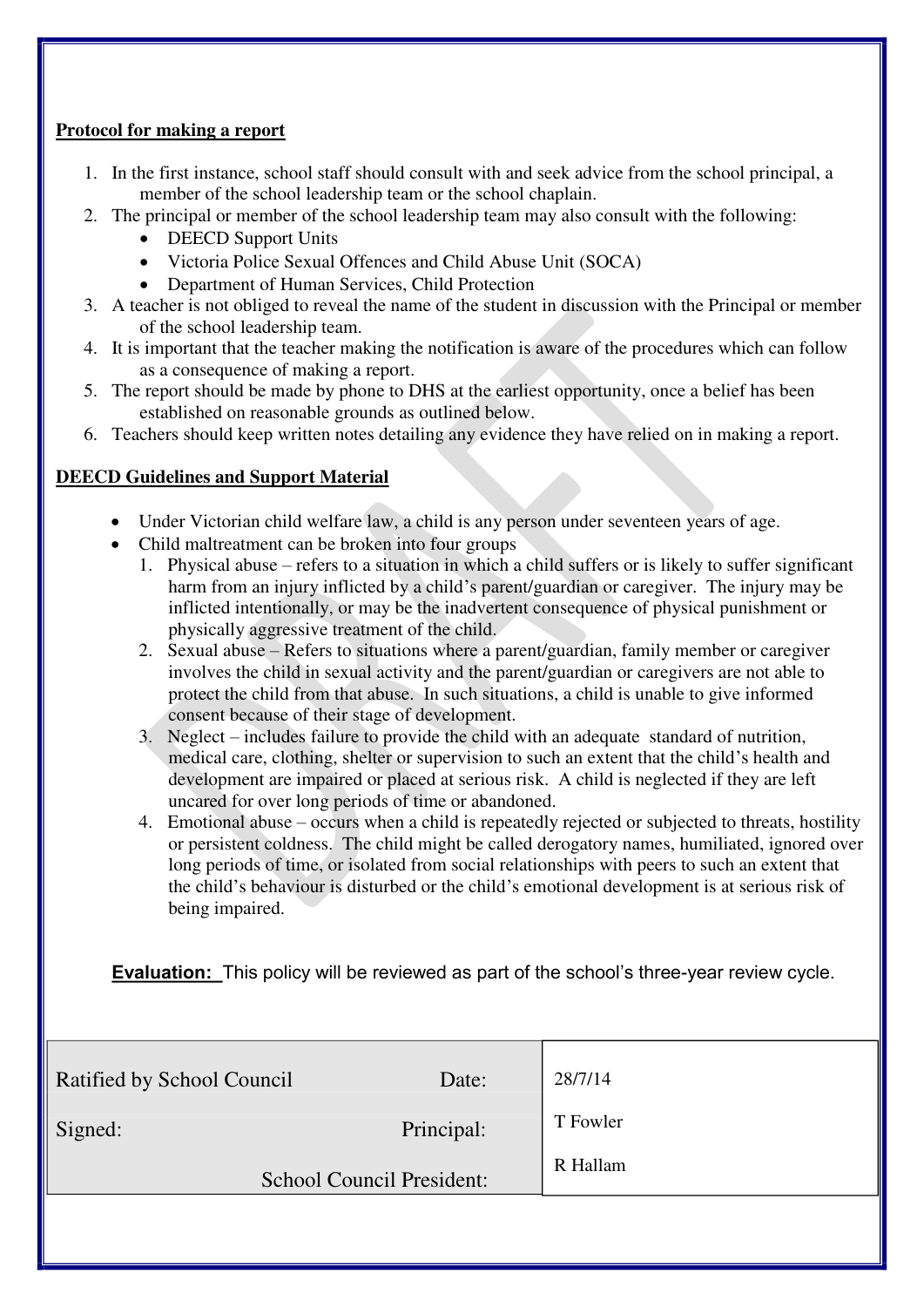**Protocol for making a report**

1. In the first instance, school staff should consult with and seek advice from the school principal, a member of the school leadership team or the school chaplain.
2. The principal or member of the school leadership team may also consult with the following:
   - DEECD Support Units
   - Victoria Police Sexual Offences and Child Abuse Unit (SOCA)
   - Department of Human Services, Child Protection
3. A teacher is not obliged to reveal the name of the student in discussion with the Principal or member of the school leadership team.
4. It is important that the teacher making the notification is aware of the procedures which can follow as a consequence of making a report.
5. The report should be made by phone to DHS at the earliest opportunity, once a belief has been established on reasonable grounds as outlined below.
6. Teachers should keep written notes detailing any evidence they have relied on in making a report.

**DEECD Guidelines and Support Material**

- Under Victorian child welfare law, a child is any person under seventeen years of age.
- Child maltreatment can be broken into four groups
  1. Physical abuse – refers to a situation in which a child suffers or is likely to suffer significant harm from an injury inflicted by a child's parent/guardian or caregiver. The injury may be inflicted intentionally, or may be the inadvertent consequence of physical punishment or physically aggressive treatment of the child.
  2. Sexual abuse – Refers to situations where a parent/guardian, family member or caregiver involves the child in sexual activity and the parent/guardian or caregivers are not able to protect the child from that abuse. In such situations, a child is unable to give informed consent because of their stage of development.
  3. Neglect – includes failure to provide the child with an adequate standard of nutrition, medical care, clothing, shelter or supervision to such an extent that the child's health and development are impaired or placed at serious risk. A child is neglected if they are left uncared for over long periods of time or abandoned.
  4. Emotional abuse – occurs when a child is repeatedly rejected or subjected to threats, hostility or persistent coldness. The child might be called derogatory names, humiliated, ignored over long periods of time, or isolated from social relationships with peers to such an extent that the child's behaviour is disturbed or the child's emotional development is at serious risk of being impaired.

**Evaluation:** This policy will be reviewed as part of the school's three-year review cycle.

| | |
|---|---|
| Ratified by School Council Date: | 28/7/14 |
| Signed: Principal: | T Fowler |
| School Council President: | R Hallam |